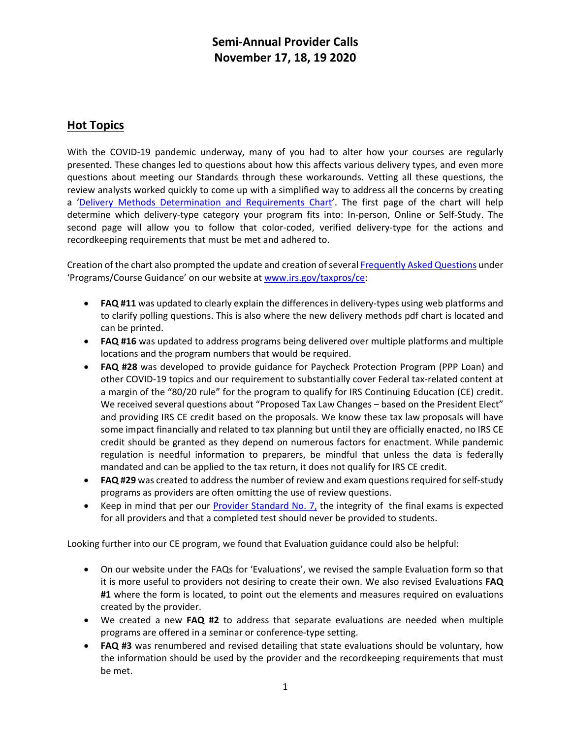# Semi-Annual Provider Calls
# November 17, 18, 19 2020

## Hot Topics

With the COVID-19 pandemic underway, many of you had to alter how your courses are regularly presented. These changes led to questions about how this affects various delivery types, and even more questions about meeting our Standards through these workarounds. Vetting all these questions, the review analysts worked quickly to come up with a simplified way to address all the concerns by creating a '[Delivery Methods Determination and Requirements Chart](#)'. The first page of the chart will help determine which delivery-type category your program fits into: In-person, Online or Self-Study. The second page will allow you to follow that color-coded, verified delivery-type for the actions and recordkeeping requirements that must be met and adhered to.

Creation of the chart also prompted the update and creation of several [Frequently Asked Questions](#) under 'Programs/Course Guidance' on our website at [www.irs.gov/taxpros/ce](#):

- **FAQ #11** was updated to clearly explain the differences in delivery-types using web platforms and to clarify polling questions. This is also where the new delivery methods pdf chart is located and can be printed.
- **FAQ #16** was updated to address programs being delivered over multiple platforms and multiple locations and the program numbers that would be required.
- **FAQ #28** was developed to provide guidance for Paycheck Protection Program (PPP Loan) and other COVID-19 topics and our requirement to substantially cover Federal tax-related content at a margin of the "80/20 rule" for the program to qualify for IRS Continuing Education (CE) credit. We received several questions about "Proposed Tax Law Changes – based on the President Elect" and providing IRS CE credit based on the proposals. We know these tax law proposals will have some impact financially and related to tax planning but until they are officially enacted, no IRS CE credit should be granted as they depend on numerous factors for enactment. While pandemic regulation is needful information to preparers, be mindful that unless the data is federally mandated and can be applied to the tax return, it does not qualify for IRS CE credit.
- **FAQ #29** was created to address the number of review and exam questions required for self-study programs as providers are often omitting the use of review questions.
- Keep in mind that per our [Provider Standard No. 7,](#) the integrity of the final exams is expected for all providers and that a completed test should never be provided to students.

Looking further into our CE program, we found that Evaluation guidance could also be helpful:

- On our website under the FAQs for 'Evaluations', we revised the sample Evaluation form so that it is more useful to providers not desiring to create their own. We also revised Evaluations **FAQ #1** where the form is located, to point out the elements and measures required on evaluations created by the provider.
- We created a new **FAQ #2** to address that separate evaluations are needed when multiple programs are offered in a seminar or conference-type setting.
- **FAQ #3** was renumbered and revised detailing that state evaluations should be voluntary, how the information should be used by the provider and the recordkeeping requirements that must be met.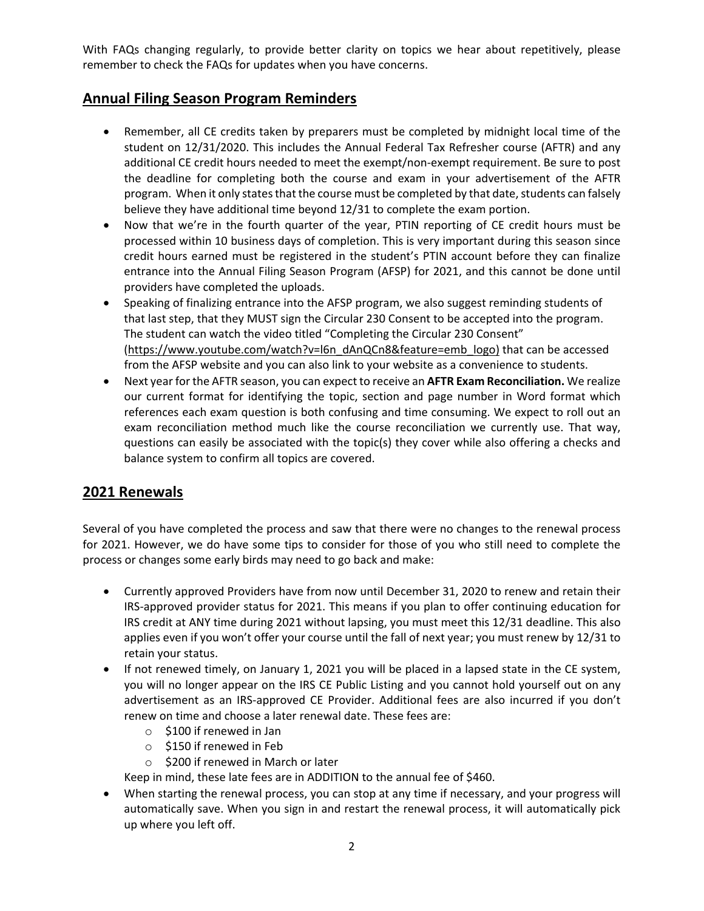With FAQs changing regularly, to provide better clarity on topics we hear about repetitively, please remember to check the FAQs for updates when you have concerns.

## Annual Filing Season Program Reminders

- Remember, all CE credits taken by preparers must be completed by midnight local time of the student on 12/31/2020. This includes the Annual Federal Tax Refresher course (AFTR) and any additional CE credit hours needed to meet the exempt/non-exempt requirement. Be sure to post the deadline for completing both the course and exam in your advertisement of the AFTR program. When it only states that the course must be completed by that date, students can falsely believe they have additional time beyond 12/31 to complete the exam portion.
- Now that we're in the fourth quarter of the year, PTIN reporting of CE credit hours must be processed within 10 business days of completion. This is very important during this season since credit hours earned must be registered in the student's PTIN account before they can finalize entrance into the Annual Filing Season Program (AFSP) for 2021, and this cannot be done until providers have completed the uploads.
- Speaking of finalizing entrance into the AFSP program, we also suggest reminding students of that last step, that they MUST sign the Circular 230 Consent to be accepted into the program. The student can watch the video titled "Completing the Circular 230 Consent" (https://www.youtube.com/watch?v=l6n_dAnQCn8&feature=emb_logo) that can be accessed from the AFSP website and you can also link to your website as a convenience to students.
- Next year for the AFTR season, you can expect to receive an **AFTR Exam Reconciliation.** We realize our current format for identifying the topic, section and page number in Word format which references each exam question is both confusing and time consuming. We expect to roll out an exam reconciliation method much like the course reconciliation we currently use. That way, questions can easily be associated with the topic(s) they cover while also offering a checks and balance system to confirm all topics are covered.

## 2021 Renewals

Several of you have completed the process and saw that there were no changes to the renewal process for 2021. However, we do have some tips to consider for those of you who still need to complete the process or changes some early birds may need to go back and make:

- Currently approved Providers have from now until December 31, 2020 to renew and retain their IRS-approved provider status for 2021. This means if you plan to offer continuing education for IRS credit at ANY time during 2021 without lapsing, you must meet this 12/31 deadline. This also applies even if you won't offer your course until the fall of next year; you must renew by 12/31 to retain your status.
- If not renewed timely, on January 1, 2021 you will be placed in a lapsed state in the CE system, you will no longer appear on the IRS CE Public Listing and you cannot hold yourself out on any advertisement as an IRS-approved CE Provider. Additional fees are also incurred if you don't renew on time and choose a later renewal date. These fees are:
  - $100 if renewed in Jan
  - $150 if renewed in Feb
  - $200 if renewed in March or later

  Keep in mind, these late fees are in ADDITION to the annual fee of $460.
- When starting the renewal process, you can stop at any time if necessary, and your progress will automatically save. When you sign in and restart the renewal process, it will automatically pick up where you left off.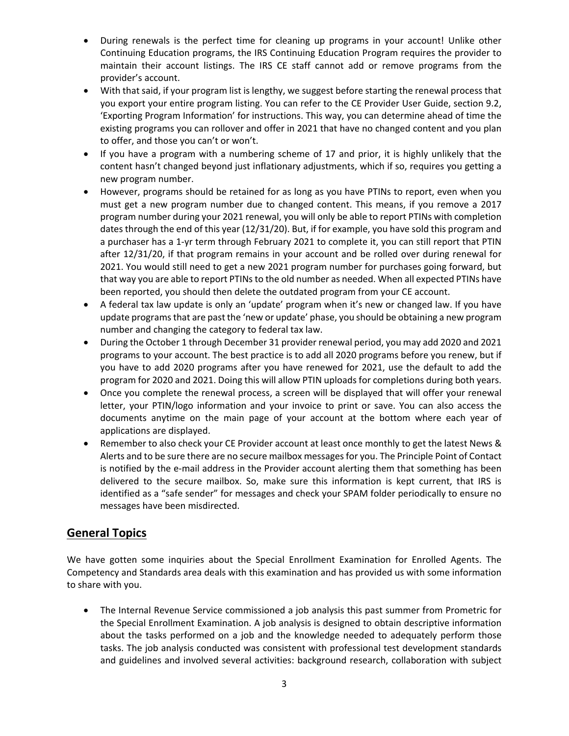- During renewals is the perfect time for cleaning up programs in your account! Unlike other Continuing Education programs, the IRS Continuing Education Program requires the provider to maintain their account listings. The IRS CE staff cannot add or remove programs from the provider's account.
- With that said, if your program list is lengthy, we suggest before starting the renewal process that you export your entire program listing. You can refer to the CE Provider User Guide, section 9.2, 'Exporting Program Information' for instructions. This way, you can determine ahead of time the existing programs you can rollover and offer in 2021 that have no changed content and you plan to offer, and those you can't or won't.
- If you have a program with a numbering scheme of 17 and prior, it is highly unlikely that the content hasn't changed beyond just inflationary adjustments, which if so, requires you getting a new program number.
- However, programs should be retained for as long as you have PTINs to report, even when you must get a new program number due to changed content. This means, if you remove a 2017 program number during your 2021 renewal, you will only be able to report PTINs with completion dates through the end of this year (12/31/20). But, if for example, you have sold this program and a purchaser has a 1-yr term through February 2021 to complete it, you can still report that PTIN after 12/31/20, if that program remains in your account and be rolled over during renewal for 2021. You would still need to get a new 2021 program number for purchases going forward, but that way you are able to report PTINs to the old number as needed. When all expected PTINs have been reported, you should then delete the outdated program from your CE account.
- A federal tax law update is only an 'update' program when it's new or changed law. If you have update programs that are past the 'new or update' phase, you should be obtaining a new program number and changing the category to federal tax law.
- During the October 1 through December 31 provider renewal period, you may add 2020 and 2021 programs to your account. The best practice is to add all 2020 programs before you renew, but if you have to add 2020 programs after you have renewed for 2021, use the default to add the program for 2020 and 2021. Doing this will allow PTIN uploads for completions during both years.
- Once you complete the renewal process, a screen will be displayed that will offer your renewal letter, your PTIN/logo information and your invoice to print or save. You can also access the documents anytime on the main page of your account at the bottom where each year of applications are displayed.
- Remember to also check your CE Provider account at least once monthly to get the latest News & Alerts and to be sure there are no secure mailbox messages for you. The Principle Point of Contact is notified by the e-mail address in the Provider account alerting them that something has been delivered to the secure mailbox. So, make sure this information is kept current, that IRS is identified as a "safe sender" for messages and check your SPAM folder periodically to ensure no messages have been misdirected.

## General Topics

We have gotten some inquiries about the Special Enrollment Examination for Enrolled Agents. The Competency and Standards area deals with this examination and has provided us with some information to share with you.

- The Internal Revenue Service commissioned a job analysis this past summer from Prometric for the Special Enrollment Examination. A job analysis is designed to obtain descriptive information about the tasks performed on a job and the knowledge needed to adequately perform those tasks. The job analysis conducted was consistent with professional test development standards and guidelines and involved several activities: background research, collaboration with subject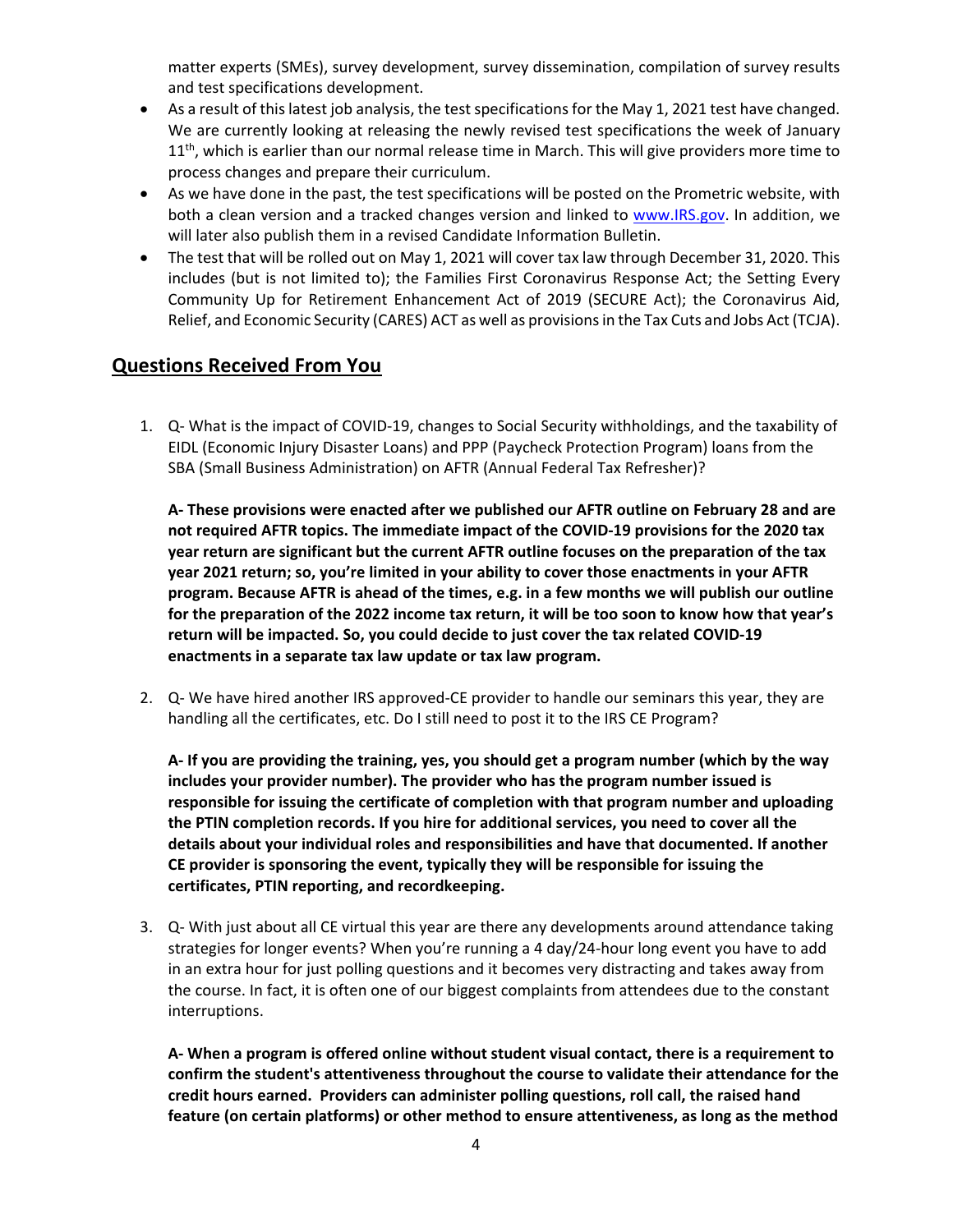matter experts (SMEs), survey development, survey dissemination, compilation of survey results and test specifications development.

- As a result of this latest job analysis, the test specifications for the May 1, 2021 test have changed. We are currently looking at releasing the newly revised test specifications the week of January 11th, which is earlier than our normal release time in March. This will give providers more time to process changes and prepare their curriculum.
- As we have done in the past, the test specifications will be posted on the Prometric website, with both a clean version and a tracked changes version and linked to www.IRS.gov. In addition, we will later also publish them in a revised Candidate Information Bulletin.
- The test that will be rolled out on May 1, 2021 will cover tax law through December 31, 2020. This includes (but is not limited to); the Families First Coronavirus Response Act; the Setting Every Community Up for Retirement Enhancement Act of 2019 (SECURE Act); the Coronavirus Aid, Relief, and Economic Security (CARES) ACT as well as provisions in the Tax Cuts and Jobs Act (TCJA).

## Questions Received From You

1. Q- What is the impact of COVID-19, changes to Social Security withholdings, and the taxability of EIDL (Economic Injury Disaster Loans) and PPP (Paycheck Protection Program) loans from the SBA (Small Business Administration) on AFTR (Annual Federal Tax Refresher)?

   **A- These provisions were enacted after we published our AFTR outline on February 28 and are not required AFTR topics. The immediate impact of the COVID-19 provisions for the 2020 tax year return are significant but the current AFTR outline focuses on the preparation of the tax year 2021 return; so, you're limited in your ability to cover those enactments in your AFTR program. Because AFTR is ahead of the times, e.g. in a few months we will publish our outline for the preparation of the 2022 income tax return, it will be too soon to know how that year's return will be impacted. So, you could decide to just cover the tax related COVID-19 enactments in a separate tax law update or tax law program.**

2. Q- We have hired another IRS approved-CE provider to handle our seminars this year, they are handling all the certificates, etc. Do I still need to post it to the IRS CE Program?

   **A- If you are providing the training, yes, you should get a program number (which by the way includes your provider number). The provider who has the program number issued is responsible for issuing the certificate of completion with that program number and uploading the PTIN completion records. If you hire for additional services, you need to cover all the details about your individual roles and responsibilities and have that documented. If another CE provider is sponsoring the event, typically they will be responsible for issuing the certificates, PTIN reporting, and recordkeeping.**

3. Q- With just about all CE virtual this year are there any developments around attendance taking strategies for longer events? When you're running a 4 day/24-hour long event you have to add in an extra hour for just polling questions and it becomes very distracting and takes away from the course. In fact, it is often one of our biggest complaints from attendees due to the constant interruptions.

   **A- When a program is offered online without student visual contact, there is a requirement to confirm the student's attentiveness throughout the course to validate their attendance for the credit hours earned. Providers can administer polling questions, roll call, the raised hand feature (on certain platforms) or other method to ensure attentiveness, as long as the method**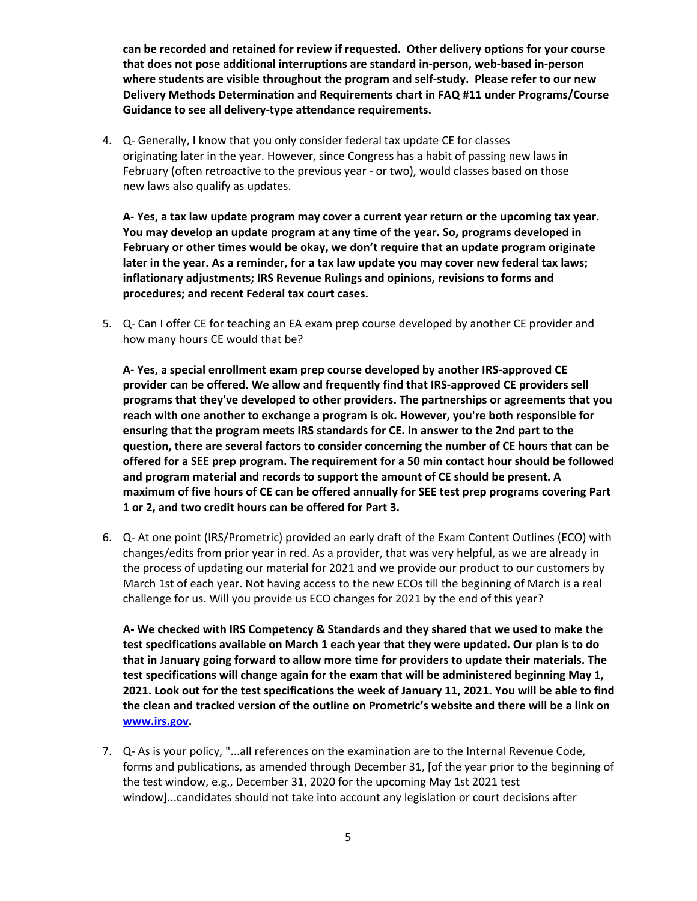**can be recorded and retained for review if requested. Other delivery options for your course that does not pose additional interruptions are standard in-person, web-based in-person where students are visible throughout the program and self-study. Please refer to our new Delivery Methods Determination and Requirements chart in FAQ #11 under Programs/Course Guidance to see all delivery-type attendance requirements.**

4. Q- Generally, I know that you only consider federal tax update CE for classes originating later in the year. However, since Congress has a habit of passing new laws in February (often retroactive to the previous year - or two), would classes based on those new laws also qualify as updates.

   **A- Yes, a tax law update program may cover a current year return or the upcoming tax year. You may develop an update program at any time of the year. So, programs developed in February or other times would be okay, we don't require that an update program originate later in the year. As a reminder, for a tax law update you may cover new federal tax laws; inflationary adjustments; IRS Revenue Rulings and opinions, revisions to forms and procedures; and recent Federal tax court cases.**

5. Q- Can I offer CE for teaching an EA exam prep course developed by another CE provider and how many hours CE would that be?

   **A- Yes, a special enrollment exam prep course developed by another IRS-approved CE provider can be offered. We allow and frequently find that IRS-approved CE providers sell programs that they've developed to other providers. The partnerships or agreements that you reach with one another to exchange a program is ok. However, you're both responsible for ensuring that the program meets IRS standards for CE. In answer to the 2nd part to the question, there are several factors to consider concerning the number of CE hours that can be offered for a SEE prep program. The requirement for a 50 min contact hour should be followed and program material and records to support the amount of CE should be present. A maximum of five hours of CE can be offered annually for SEE test prep programs covering Part 1 or 2, and two credit hours can be offered for Part 3.**

6. Q- At one point (IRS/Prometric) provided an early draft of the Exam Content Outlines (ECO) with changes/edits from prior year in red. As a provider, that was very helpful, as we are already in the process of updating our material for 2021 and we provide our product to our customers by March 1st of each year. Not having access to the new ECOs till the beginning of March is a real challenge for us. Will you provide us ECO changes for 2021 by the end of this year?

   **A- We checked with IRS Competency & Standards and they shared that we used to make the test specifications available on March 1 each year that they were updated. Our plan is to do that in January going forward to allow more time for providers to update their materials. The test specifications will change again for the exam that will be administered beginning May 1, 2021. Look out for the test specifications the week of January 11, 2021. You will be able to find the clean and tracked version of the outline on Prometric's website and there will be a link on [www.irs.gov](http://www.irs.gov).**

7. Q- As is your policy, "...all references on the examination are to the Internal Revenue Code, forms and publications, as amended through December 31, [of the year prior to the beginning of the test window, e.g., December 31, 2020 for the upcoming May 1st 2021 test window]...candidates should not take into account any legislation or court decisions after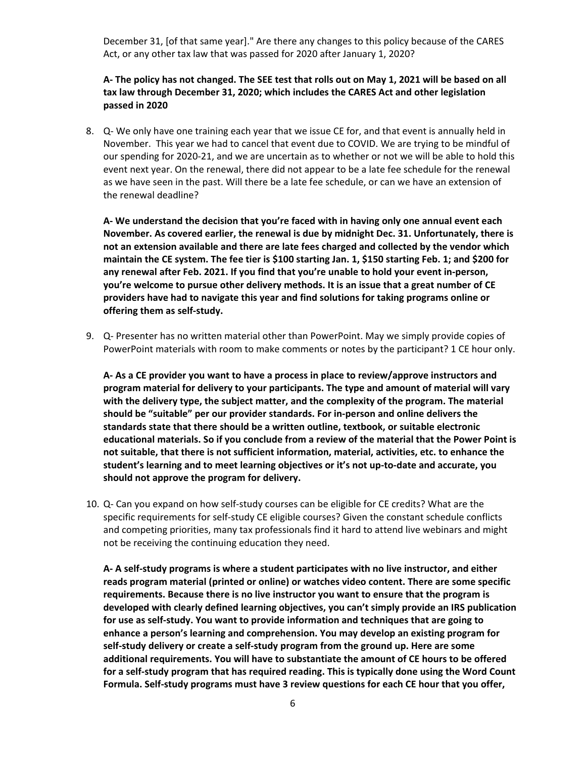December 31, [of that same year]." Are there any changes to this policy because of the CARES Act, or any other tax law that was passed for 2020 after January 1, 2020?

**A- The policy has not changed. The SEE test that rolls out on May 1, 2021 will be based on all tax law through December 31, 2020; which includes the CARES Act and other legislation passed in 2020**

8. Q- We only have one training each year that we issue CE for, and that event is annually held in November. This year we had to cancel that event due to COVID. We are trying to be mindful of our spending for 2020-21, and we are uncertain as to whether or not we will be able to hold this event next year. On the renewal, there did not appear to be a late fee schedule for the renewal as we have seen in the past. Will there be a late fee schedule, or can we have an extension of the renewal deadline?

   **A- We understand the decision that you're faced with in having only one annual event each November. As covered earlier, the renewal is due by midnight Dec. 31. Unfortunately, there is not an extension available and there are late fees charged and collected by the vendor which maintain the CE system. The fee tier is $100 starting Jan. 1, $150 starting Feb. 1; and $200 for any renewal after Feb. 2021. If you find that you're unable to hold your event in-person, you're welcome to pursue other delivery methods. It is an issue that a great number of CE providers have had to navigate this year and find solutions for taking programs online or offering them as self-study.**

9. Q- Presenter has no written material other than PowerPoint. May we simply provide copies of PowerPoint materials with room to make comments or notes by the participant? 1 CE hour only.

   **A- As a CE provider you want to have a process in place to review/approve instructors and program material for delivery to your participants. The type and amount of material will vary with the delivery type, the subject matter, and the complexity of the program. The material should be "suitable" per our provider standards. For in-person and online delivers the standards state that there should be a written outline, textbook, or suitable electronic educational materials. So if you conclude from a review of the material that the Power Point is not suitable, that there is not sufficient information, material, activities, etc. to enhance the student's learning and to meet learning objectives or it's not up-to-date and accurate, you should not approve the program for delivery.**

10. Q- Can you expand on how self-study courses can be eligible for CE credits? What are the specific requirements for self-study CE eligible courses? Given the constant schedule conflicts and competing priorities, many tax professionals find it hard to attend live webinars and might not be receiving the continuing education they need.

    **A- A self-study programs is where a student participates with no live instructor, and either reads program material (printed or online) or watches video content. There are some specific requirements. Because there is no live instructor you want to ensure that the program is developed with clearly defined learning objectives, you can't simply provide an IRS publication for use as self-study. You want to provide information and techniques that are going to enhance a person's learning and comprehension. You may develop an existing program for self-study delivery or create a self-study program from the ground up. Here are some additional requirements. You will have to substantiate the amount of CE hours to be offered for a self-study program that has required reading. This is typically done using the Word Count Formula. Self-study programs must have 3 review questions for each CE hour that you offer,**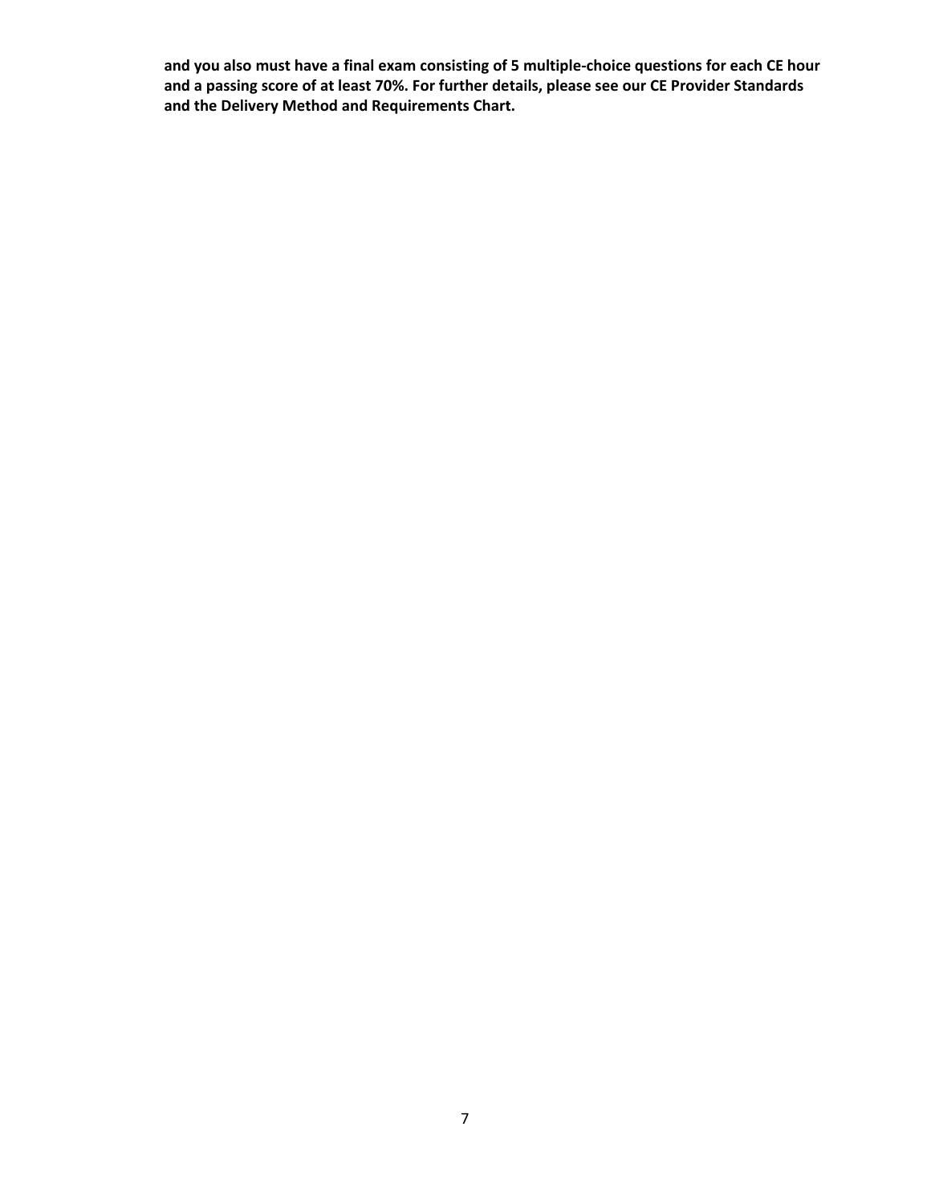**and you also must have a final exam consisting of 5 multiple-choice questions for each CE hour and a passing score of at least 70%. For further details, please see our CE Provider Standards and the Delivery Method and Requirements Chart.**